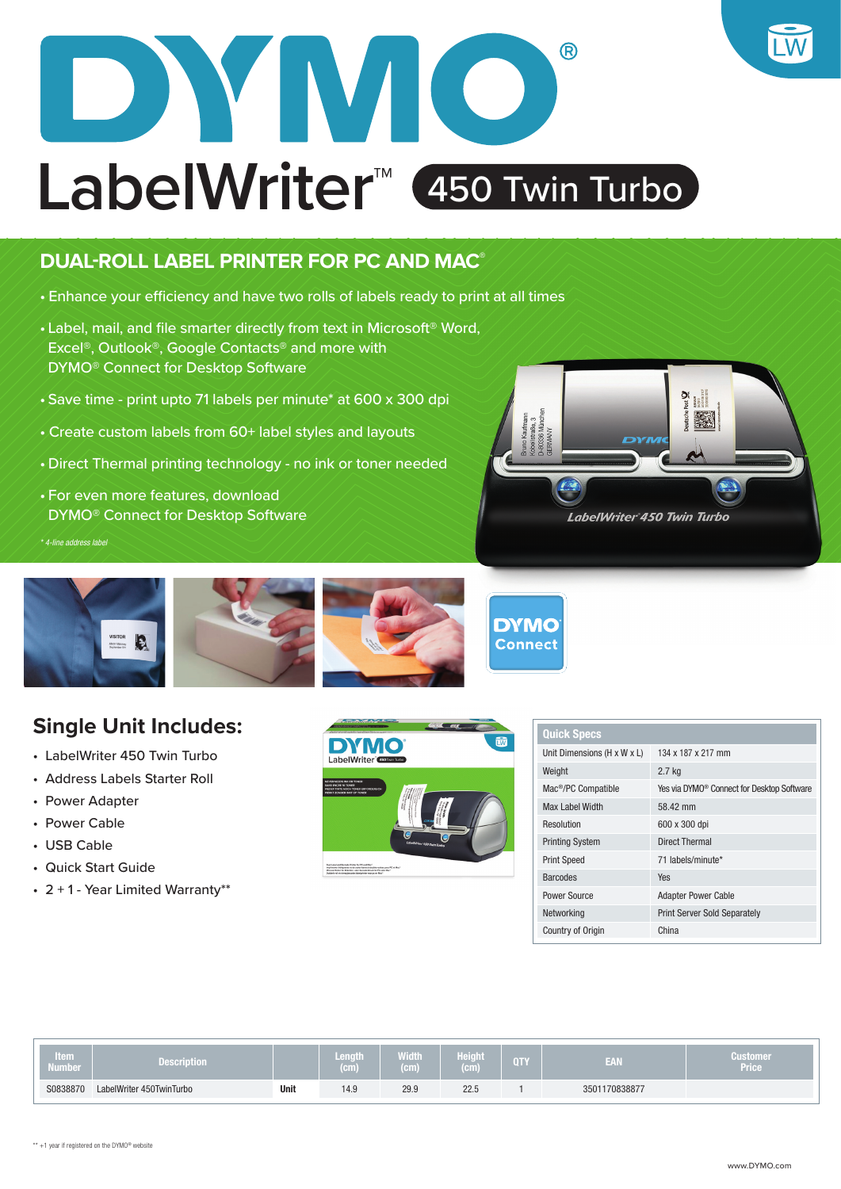# DYMO®

# LabelWriter™ 450 Twin Turbo

## DUAL-ROLL LABEL PRINTER FOR PC AND MAC®

- Enhance your efficiency and have two rolls of labels ready to print at all times
- Label, mail, and file smarter directly from text in Microsoft® Word, Excel®, Outlook®, Google Contacts® and more with DYMO® Connect for Desktop Software
- Save time - print upto 71 labels per minute* at 600 x 300 dpi
- Create custom labels from 60+ label styles and layouts
- Direct Thermal printing technology - no ink or toner needed
- For even more features, download DYMO® Connect for Desktop Software

*\* 4-line address label*

## Single Unit Includes:

- LabelWriter 450 Twin Turbo
- Address Labels Starter Roll
- Power Adapter
- Power Cable
- USB Cable
- Quick Start Guide
- 2 + 1 - Year Limited Warranty**

| Quick Specs | |
|---|---|
| Unit Dimensions (H x W x L) | 134 x 187 x 217 mm |
| Weight | 2.7 kg |
| Mac®/PC Compatible | Yes via DYMO® Connect for Desktop Software |
| Max Label Width | 58.42 mm |
| Resolution | 600 x 300 dpi |
| Printing System | Direct Thermal |
| Print Speed | 71 labels/minute* |
| Barcodes | Yes |
| Power Source | Adapter Power Cable |
| Networking | Print Server Sold Separately |
| Country of Origin | China |

| Item Number | Description | | Length (cm) | Width (cm) | Height (cm) | QTY | EAN | Customer Price |
|---|---|---|---|---|---|---|---|---|
| S0838870 | LabelWriter 450TwinTurbo | **Unit** | 14.9 | 29.9 | 22.5 | 1 | 3501170838877 | |

\*\* +1 year if registered on the DYMO® website

www.DYMO.com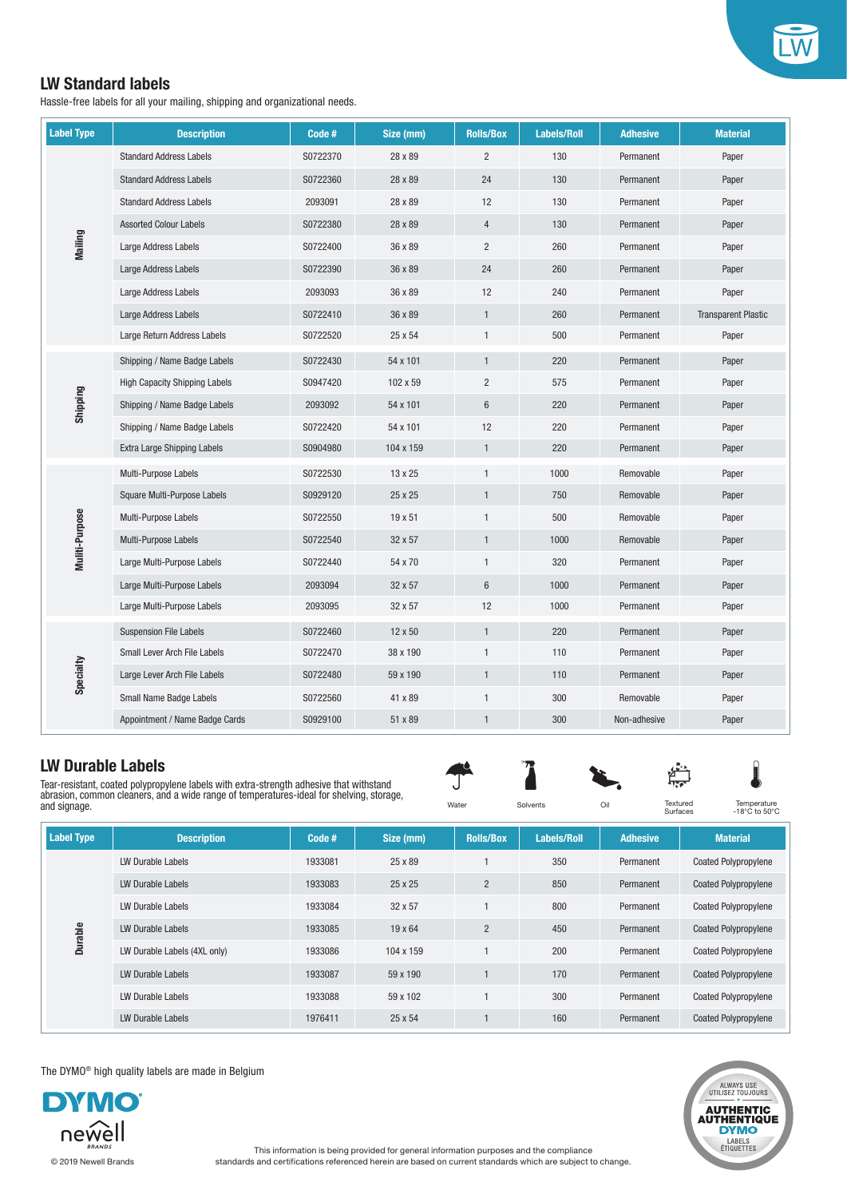## LW Standard labels

Hassle-free labels for all your mailing, shipping and organizational needs.

| Label Type | Description | Code # | Size (mm) | Rolls/Box | Labels/Roll | Adhesive | Material |
|---|---|---|---|---|---|---|---|
| Mailing | Standard Address Labels | S0722370 | 28 x 89 | 2 | 130 | Permanent | Paper |
| | Standard Address Labels | S0722360 | 28 x 89 | 24 | 130 | Permanent | Paper |
| | Standard Address Labels | 2093091 | 28 x 89 | 12 | 130 | Permanent | Paper |
| | Assorted Colour Labels | S0722380 | 28 x 89 | 4 | 130 | Permanent | Paper |
| | Large Address Labels | S0722400 | 36 x 89 | 2 | 260 | Permanent | Paper |
| | Large Address Labels | S0722390 | 36 x 89 | 24 | 260 | Permanent | Paper |
| | Large Address Labels | 2093093 | 36 x 89 | 12 | 240 | Permanent | Paper |
| | Large Address Labels | S0722410 | 36 x 89 | 1 | 260 | Permanent | Transparent Plastic |
| | Large Return Address Labels | S0722520 | 25 x 54 | 1 | 500 | Permanent | Paper |
| Shipping | Shipping / Name Badge Labels | S0722430 | 54 x 101 | 1 | 220 | Permanent | Paper |
| | High Capacity Shipping Labels | S0947420 | 102 x 59 | 2 | 575 | Permanent | Paper |
| | Shipping / Name Badge Labels | 2093092 | 54 x 101 | 6 | 220 | Permanent | Paper |
| | Shipping / Name Badge Labels | S0722420 | 54 x 101 | 12 | 220 | Permanent | Paper |
| | Extra Large Shipping Labels | S0904980 | 104 x 159 | 1 | 220 | Permanent | Paper |
| Muliti-Purpose | Multi-Purpose Labels | S0722530 | 13 x 25 | 1 | 1000 | Removable | Paper |
| | Square Multi-Purpose Labels | S0929120 | 25 x 25 | 1 | 750 | Removable | Paper |
| | Multi-Purpose Labels | S0722550 | 19 x 51 | 1 | 500 | Removable | Paper |
| | Multi-Purpose Labels | S0722540 | 32 x 57 | 1 | 1000 | Removable | Paper |
| | Large Multi-Purpose Labels | S0722440 | 54 x 70 | 1 | 320 | Permanent | Paper |
| | Large Multi-Purpose Labels | 2093094 | 32 x 57 | 6 | 1000 | Permanent | Paper |
| | Large Multi-Purpose Labels | 2093095 | 32 x 57 | 12 | 1000 | Permanent | Paper |
| Specialty | Suspension File Labels | S0722460 | 12 x 50 | 1 | 220 | Permanent | Paper |
| | Small Lever Arch File Labels | S0722470 | 38 x 190 | 1 | 110 | Permanent | Paper |
| | Large Lever Arch File Labels | S0722480 | 59 x 190 | 1 | 110 | Permanent | Paper |
| | Small Name Badge Labels | S0722560 | 41 x 89 | 1 | 300 | Removable | Paper |
| | Appointment / Name Badge Cards | S0929100 | 51 x 89 | 1 | 300 | Non-adhesive | Paper |

## LW Durable Labels

Tear-resistant, coated polypropylene labels with extra-strength adhesive that withstand abrasion, common cleaners, and a wide range of temperatures-ideal for shelving, storage, and signage.

Water | Solvents | Oil | Textured Surfaces | Temperature -18°C to 50°C

| Label Type | Description | Code # | Size (mm) | Rolls/Box | Labels/Roll | Adhesive | Material |
|---|---|---|---|---|---|---|---|
| Durable | LW Durable Labels | 1933081 | 25 x 89 | 1 | 350 | Permanent | Coated Polypropylene |
| | LW Durable Labels | 1933083 | 25 x 25 | 2 | 850 | Permanent | Coated Polypropylene |
| | LW Durable Labels | 1933084 | 32 x 57 | 1 | 800 | Permanent | Coated Polypropylene |
| | LW Durable Labels | 1933085 | 19 x 64 | 2 | 450 | Permanent | Coated Polypropylene |
| | LW Durable Labels (4XL only) | 1933086 | 104 x 159 | 1 | 200 | Permanent | Coated Polypropylene |
| | LW Durable Labels | 1933087 | 59 x 190 | 1 | 170 | Permanent | Coated Polypropylene |
| | LW Durable Labels | 1933088 | 59 x 102 | 1 | 300 | Permanent | Coated Polypropylene |
| | LW Durable Labels | 1976411 | 25 x 54 | 1 | 160 | Permanent | Coated Polypropylene |

The DYMO® high quality labels are made in Belgium

DYMO

newell BRANDS

© 2019 Newell Brands

This information is being provided for general information purposes and the compliance standards and certifications referenced herein are based on current standards which are subject to change.

ALWAYS USE / UTILISEZ TOUJOURS AUTHENTIC / AUTHENTIQUE DYMO LABELS / ÉTIQUETTES